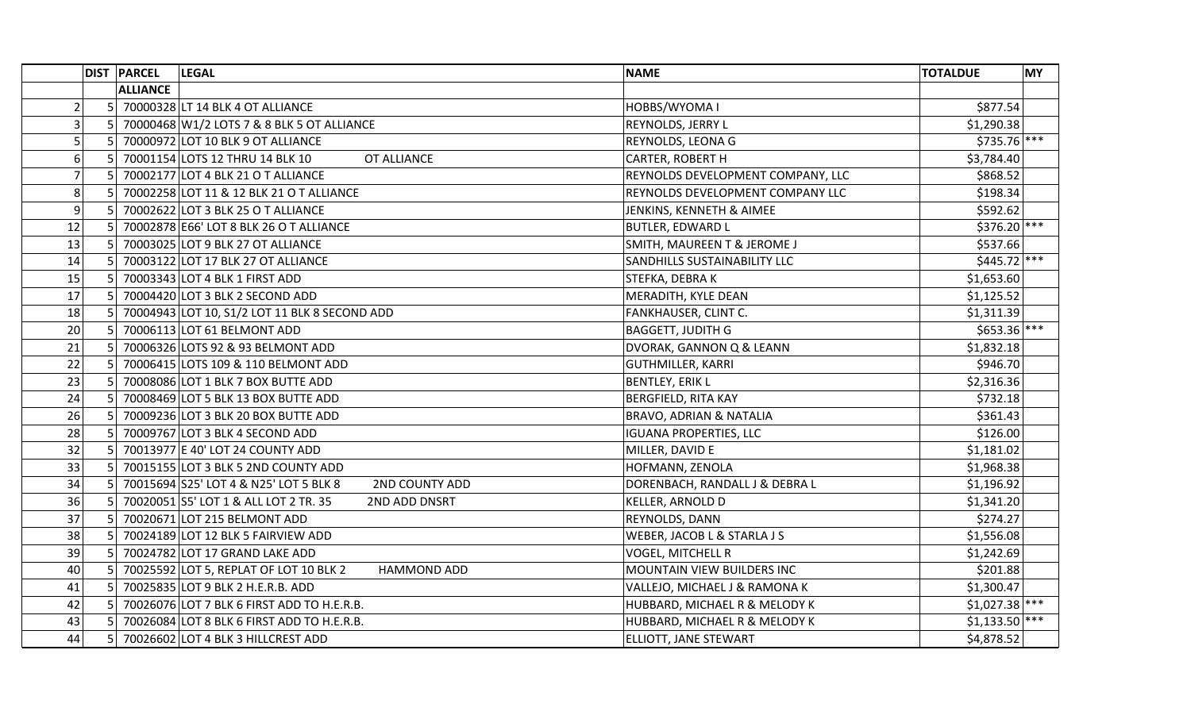| | DIST | PARCEL | LEGAL | NAME | TOTALDUE | MY |
|---|---|---|---|---|---|---|
| | | ALLIANCE | | | | |
| 2 | 5 | 70000328 | LT 14 BLK 4 OT ALLIANCE | HOBBS/WYOMA I | $877.54 | |
| 3 | 5 | 70000468 | W1/2 LOTS 7 & 8 BLK 5 OT ALLIANCE | REYNOLDS, JERRY L | $1,290.38 | |
| 5 | 5 | 70000972 | LOT 10 BLK 9 OT ALLIANCE | REYNOLDS, LEONA G | $735.76 | *** |
| 6 | 5 | 70001154 | LOTS 12 THRU 14 BLK 10 OT ALLIANCE | CARTER, ROBERT H | $3,784.40 | |
| 7 | 5 | 70002177 | LOT 4 BLK 21 O T ALLIANCE | REYNOLDS DEVELOPMENT COMPANY, LLC | $868.52 | |
| 8 | 5 | 70002258 | LOT 11 & 12 BLK 21 O T ALLIANCE | REYNOLDS DEVELOPMENT COMPANY LLC | $198.34 | |
| 9 | 5 | 70002622 | LOT 3 BLK 25 O T ALLIANCE | JENKINS, KENNETH & AIMEE | $592.62 | |
| 12 | 5 | 70002878 | E66' LOT 8 BLK 26 O T ALLIANCE | BUTLER, EDWARD L | $376.20 | *** |
| 13 | 5 | 70003025 | LOT 9 BLK 27 OT ALLIANCE | SMITH, MAUREEN T & JEROME J | $537.66 | |
| 14 | 5 | 70003122 | LOT 17 BLK 27 OT ALLIANCE | SANDHILLS SUSTAINABILITY LLC | $445.72 | *** |
| 15 | 5 | 70003343 | LOT 4 BLK 1 FIRST ADD | STEFKA, DEBRA K | $1,653.60 | |
| 17 | 5 | 70004420 | LOT 3 BLK 2 SECOND ADD | MERADITH, KYLE DEAN | $1,125.52 | |
| 18 | 5 | 70004943 | LOT 10, S1/2 LOT 11 BLK 8 SECOND ADD | FANKHAUSER, CLINT C. | $1,311.39 | |
| 20 | 5 | 70006113 | LOT 61 BELMONT ADD | BAGGETT, JUDITH G | $653.36 | *** |
| 21 | 5 | 70006326 | LOTS 92 & 93 BELMONT ADD | DVORAK, GANNON Q & LEANN | $1,832.18 | |
| 22 | 5 | 70006415 | LOTS 109 & 110 BELMONT ADD | GUTHMILLER, KARRI | $946.70 | |
| 23 | 5 | 70008086 | LOT 1 BLK 7 BOX BUTTE ADD | BENTLEY, ERIK L | $2,316.36 | |
| 24 | 5 | 70008469 | LOT 5 BLK 13 BOX BUTTE ADD | BERGFIELD, RITA KAY | $732.18 | |
| 26 | 5 | 70009236 | LOT 3 BLK 20 BOX BUTTE ADD | BRAVO, ADRIAN & NATALIA | $361.43 | |
| 28 | 5 | 70009767 | LOT 3 BLK 4 SECOND ADD | IGUANA PROPERTIES, LLC | $126.00 | |
| 32 | 5 | 70013977 | E 40' LOT 24 COUNTY ADD | MILLER, DAVID E | $1,181.02 | |
| 33 | 5 | 70015155 | LOT 3 BLK 5 2ND COUNTY ADD | HOFMANN, ZENOLA | $1,968.38 | |
| 34 | 5 | 70015694 | S25' LOT 4 & N25' LOT 5 BLK 8 2ND COUNTY ADD | DORENBACH, RANDALL J & DEBRA L | $1,196.92 | |
| 36 | 5 | 70020051 | S5' LOT 1 & ALL LOT 2 TR. 35 2ND ADD DNSRT | KELLER, ARNOLD D | $1,341.20 | |
| 37 | 5 | 70020671 | LOT 215 BELMONT ADD | REYNOLDS, DANN | $274.27 | |
| 38 | 5 | 70024189 | LOT 12 BLK 5 FAIRVIEW ADD | WEBER, JACOB L & STARLA J S | $1,556.08 | |
| 39 | 5 | 70024782 | LOT 17 GRAND LAKE ADD | VOGEL, MITCHELL R | $1,242.69 | |
| 40 | 5 | 70025592 | LOT 5, REPLAT OF LOT 10 BLK 2 HAMMOND ADD | MOUNTAIN VIEW BUILDERS INC | $201.88 | |
| 41 | 5 | 70025835 | LOT 9 BLK 2 H.E.R.B. ADD | VALLEJO, MICHAEL J & RAMONA K | $1,300.47 | |
| 42 | 5 | 70026076 | LOT 7 BLK 6 FIRST ADD TO H.E.R.B. | HUBBARD, MICHAEL R & MELODY K | $1,027.38 | *** |
| 43 | 5 | 70026084 | LOT 8 BLK 6 FIRST ADD TO H.E.R.B. | HUBBARD, MICHAEL R & MELODY K | $1,133.50 | *** |
| 44 | 5 | 70026602 | LOT 4 BLK 3 HILLCREST ADD | ELLIOTT, JANE STEWART | $4,878.52 | |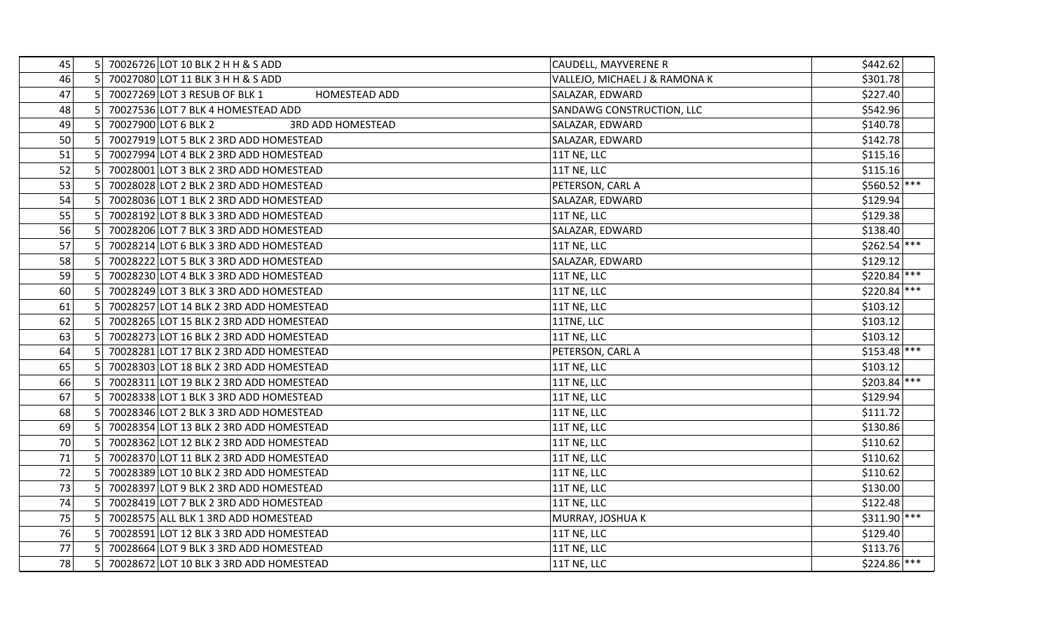| | | | | | | |
|---|---|---|---|---|---|---|
| 45 | 5 | 70026726 | LOT 10 BLK 2 H H & S ADD | CAUDELL, MAYVERENE R | $442.62 | |
| 46 | 5 | 70027080 | LOT 11 BLK 3 H H & S ADD | VALLEJO, MICHAEL J & RAMONA K | $301.78 | |
| 47 | 5 | 70027269 | LOT 3 RESUB OF BLK 1 HOMESTEAD ADD | SALAZAR, EDWARD | $227.40 | |
| 48 | 5 | 70027536 | LOT 7 BLK 4 HOMESTEAD ADD | SANDAWG CONSTRUCTION, LLC | $542.96 | |
| 49 | 5 | 70027900 | LOT 6 BLK 2 3RD ADD HOMESTEAD | SALAZAR, EDWARD | $140.78 | |
| 50 | 5 | 70027919 | LOT 5 BLK 2 3RD ADD HOMESTEAD | SALAZAR, EDWARD | $142.78 | |
| 51 | 5 | 70027994 | LOT 4 BLK 2 3RD ADD HOMESTEAD | 11T NE, LLC | $115.16 | |
| 52 | 5 | 70028001 | LOT 3 BLK 2 3RD ADD HOMESTEAD | 11T NE, LLC | $115.16 | |
| 53 | 5 | 70028028 | LOT 2 BLK 2 3RD ADD HOMESTEAD | PETERSON, CARL A | $560.52 | *** |
| 54 | 5 | 70028036 | LOT 1 BLK 2 3RD ADD HOMESTEAD | SALAZAR, EDWARD | $129.94 | |
| 55 | 5 | 70028192 | LOT 8 BLK 3 3RD ADD HOMESTEAD | 11T NE, LLC | $129.38 | |
| 56 | 5 | 70028206 | LOT 7 BLK 3 3RD ADD HOMESTEAD | SALAZAR, EDWARD | $138.40 | |
| 57 | 5 | 70028214 | LOT 6 BLK 3 3RD ADD HOMESTEAD | 11T NE, LLC | $262.54 | *** |
| 58 | 5 | 70028222 | LOT 5 BLK 3 3RD ADD HOMESTEAD | SALAZAR, EDWARD | $129.12 | |
| 59 | 5 | 70028230 | LOT 4 BLK 3 3RD ADD HOMESTEAD | 11T NE, LLC | $220.84 | *** |
| 60 | 5 | 70028249 | LOT 3 BLK 3 3RD ADD HOMESTEAD | 11T NE, LLC | $220.84 | *** |
| 61 | 5 | 70028257 | LOT 14 BLK 2 3RD ADD HOMESTEAD | 11T NE, LLC | $103.12 | |
| 62 | 5 | 70028265 | LOT 15 BLK 2 3RD ADD HOMESTEAD | 11TNE, LLC | $103.12 | |
| 63 | 5 | 70028273 | LOT 16 BLK 2 3RD ADD HOMESTEAD | 11T NE, LLC | $103.12 | |
| 64 | 5 | 70028281 | LOT 17 BLK 2 3RD ADD HOMESTEAD | PETERSON, CARL A | $153.48 | *** |
| 65 | 5 | 70028303 | LOT 18 BLK 2 3RD ADD HOMESTEAD | 11T NE, LLC | $103.12 | |
| 66 | 5 | 70028311 | LOT 19 BLK 2 3RD ADD HOMESTEAD | 11T NE, LLC | $203.84 | *** |
| 67 | 5 | 70028338 | LOT 1 BLK 3 3RD ADD HOMESTEAD | 11T NE, LLC | $129.94 | |
| 68 | 5 | 70028346 | LOT 2 BLK 3 3RD ADD HOMESTEAD | 11T NE, LLC | $111.72 | |
| 69 | 5 | 70028354 | LOT 13 BLK 2 3RD ADD HOMESTEAD | 11T NE, LLC | $130.86 | |
| 70 | 5 | 70028362 | LOT 12 BLK 2 3RD ADD HOMESTEAD | 11T NE, LLC | $110.62 | |
| 71 | 5 | 70028370 | LOT 11 BLK 2 3RD ADD HOMESTEAD | 11T NE, LLC | $110.62 | |
| 72 | 5 | 70028389 | LOT 10 BLK 2 3RD ADD HOMESTEAD | 11T NE, LLC | $110.62 | |
| 73 | 5 | 70028397 | LOT 9 BLK 2 3RD ADD HOMESTEAD | 11T NE, LLC | $130.00 | |
| 74 | 5 | 70028419 | LOT 7 BLK 2 3RD ADD HOMESTEAD | 11T NE, LLC | $122.48 | |
| 75 | 5 | 70028575 | ALL BLK 1 3RD ADD HOMESTEAD | MURRAY, JOSHUA K | $311.90 | *** |
| 76 | 5 | 70028591 | LOT 12 BLK 3 3RD ADD HOMESTEAD | 11T NE, LLC | $129.40 | |
| 77 | 5 | 70028664 | LOT 9 BLK 3 3RD ADD HOMESTEAD | 11T NE, LLC | $113.76 | |
| 78 | 5 | 70028672 | LOT 10 BLK 3 3RD ADD HOMESTEAD | 11T NE, LLC | $224.86 | *** |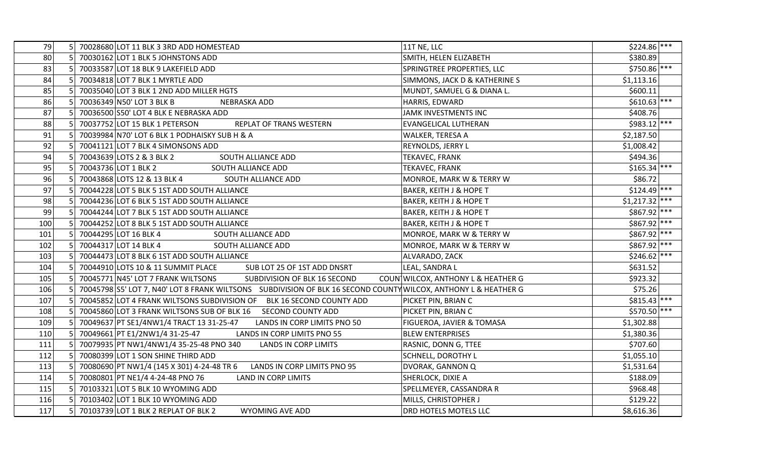| | | | | | | |
|---|---|---|---|---|---|---|
| 79 | 5 | 70028680 | LOT 11 BLK 3 3RD ADD HOMESTEAD | 11T NE, LLC | $224.86 | *** |
| 80 | 5 | 70030162 | LOT 1 BLK 5 JOHNSTONS ADD | SMITH, HELEN ELIZABETH | $380.89 | |
| 83 | 5 | 70033587 | LOT 18 BLK 9 LAKEFIELD ADD | SPRINGTREE PROPERTIES, LLC | $750.86 | *** |
| 84 | 5 | 70034818 | LOT 7 BLK 1 MYRTLE ADD | SIMMONS, JACK D & KATHERINE S | $1,113.16 | |
| 85 | 5 | 70035040 | LOT 3 BLK 1 2ND ADD MILLER HGTS | MUNDT, SAMUEL G & DIANA L. | $600.11 | |
| 86 | 5 | 70036349 | N50' LOT 3 BLK B NEBRASKA ADD | HARRIS, EDWARD | $610.63 | *** |
| 87 | 5 | 70036500 | S50' LOT 4 BLK E NEBRASKA ADD | JAMK INVESTMENTS INC | $408.76 | |
| 88 | 5 | 70037752 | LOT 15 BLK 1 PETERSON REPLAT OF TRANS WESTERN | EVANGELICAL LUTHERAN | $983.12 | *** |
| 91 | 5 | 70039984 | N70' LOT 6 BLK 1 PODHAISKY SUB H & A | WALKER, TERESA A | $2,187.50 | |
| 92 | 5 | 70041121 | LOT 7 BLK 4 SIMONSONS ADD | REYNOLDS, JERRY L | $1,008.42 | |
| 94 | 5 | 70043639 | LOTS 2 & 3 BLK 2 SOUTH ALLIANCE ADD | TEKAVEC, FRANK | $494.36 | |
| 95 | 5 | 70043736 | LOT 1 BLK 2 SOUTH ALLIANCE ADD | TEKAVEC, FRANK | $165.34 | *** |
| 96 | 5 | 70043868 | LOTS 12 & 13 BLK 4 SOUTH ALLIANCE ADD | MONROE, MARK W & TERRY W | $86.72 | |
| 97 | 5 | 70044228 | LOT 5 BLK 5 1ST ADD SOUTH ALLIANCE | BAKER, KEITH J & HOPE T | $124.49 | *** |
| 98 | 5 | 70044236 | LOT 6 BLK 5 1ST ADD SOUTH ALLIANCE | BAKER, KEITH J & HOPE T | $1,217.32 | *** |
| 99 | 5 | 70044244 | LOT 7 BLK 5 1ST ADD SOUTH ALLIANCE | BAKER, KEITH J & HOPE T | $867.92 | *** |
| 100 | 5 | 70044252 | LOT 8 BLK 5 1ST ADD SOUTH ALLIANCE | BAKER, KEITH J & HOPE T | $867.92 | *** |
| 101 | 5 | 70044295 | LOT 16 BLK 4 SOUTH ALLIANCE ADD | MONROE, MARK W & TERRY W | $867.92 | *** |
| 102 | 5 | 70044317 | LOT 14 BLK 4 SOUTH ALLIANCE ADD | MONROE, MARK W & TERRY W | $867.92 | *** |
| 103 | 5 | 70044473 | LOT 8 BLK 6 1ST ADD SOUTH ALLIANCE | ALVARADO, ZACK | $246.62 | *** |
| 104 | 5 | 70044910 | LOTS 10 & 11 SUMMIT PLACE SUB LOT 25 OF 1ST ADD DNSRT | LEAL, SANDRA L | $631.52 | |
| 105 | 5 | 70045771 | N45' LOT 7 FRANK WILTSONS SUBDIVISION OF BLK 16 SECOND COUN | WILCOX, ANTHONY L & HEATHER G | $923.32 | |
| 106 | 5 | 70045798 | S5' LOT 7, N40' LOT 8 FRANK WILTSONS SUBDIVISION OF BLK 16 SECOND COUNTY | WILCOX, ANTHONY L & HEATHER G | $75.26 | |
| 107 | 5 | 70045852 | LOT 4 FRANK WILTSONS SUBDIVISION OF BLK 16 SECOND COUNTY ADD | PICKET PIN, BRIAN C | $815.43 | *** |
| 108 | 5 | 70045860 | LOT 3 FRANK WILTSONS SUB OF BLK 16 SECOND COUNTY ADD | PICKET PIN, BRIAN C | $570.50 | *** |
| 109 | 5 | 70049637 | PT SE1/4NW1/4 TRACT 13 31-25-47 LANDS IN CORP LIMITS PNO 50 | FIGUEROA, JAVIER & TOMASA | $1,302.88 | |
| 110 | 5 | 70049661 | PT E1/2NW1/4 31-25-47 LANDS IN CORP LIMITS PNO 55 | BLEW ENTERPRISES | $1,380.36 | |
| 111 | 5 | 70079935 | PT NW1/4NW1/4 35-25-48 PNO 340 LANDS IN CORP LIMITS | RASNIC, DONN G, TTEE | $707.60 | |
| 112 | 5 | 70080399 | LOT 1 SON SHINE THIRD ADD | SCHNELL, DOROTHY L | $1,055.10 | |
| 113 | 5 | 70080690 | PT NW1/4 (145 X 301) 4-24-48 TR 6 LANDS IN CORP LIMITS PNO 95 | DVORAK, GANNON Q | $1,531.64 | |
| 114 | 5 | 70080801 | PT NE1/4 4-24-48 PNO 76 LAND IN CORP LIMITS | SHERLOCK, DIXIE A | $188.09 | |
| 115 | 5 | 70103321 | LOT 5 BLK 10 WYOMING ADD | SPELLMEYER, CASSANDRA R | $968.48 | |
| 116 | 5 | 70103402 | LOT 1 BLK 10 WYOMING ADD | MILLS, CHRISTOPHER J | $129.22 | |
| 117 | 5 | 70103739 | LOT 1 BLK 2 REPLAT OF BLK 2 WYOMING AVE ADD | DRD HOTELS MOTELS LLC | $8,616.36 | |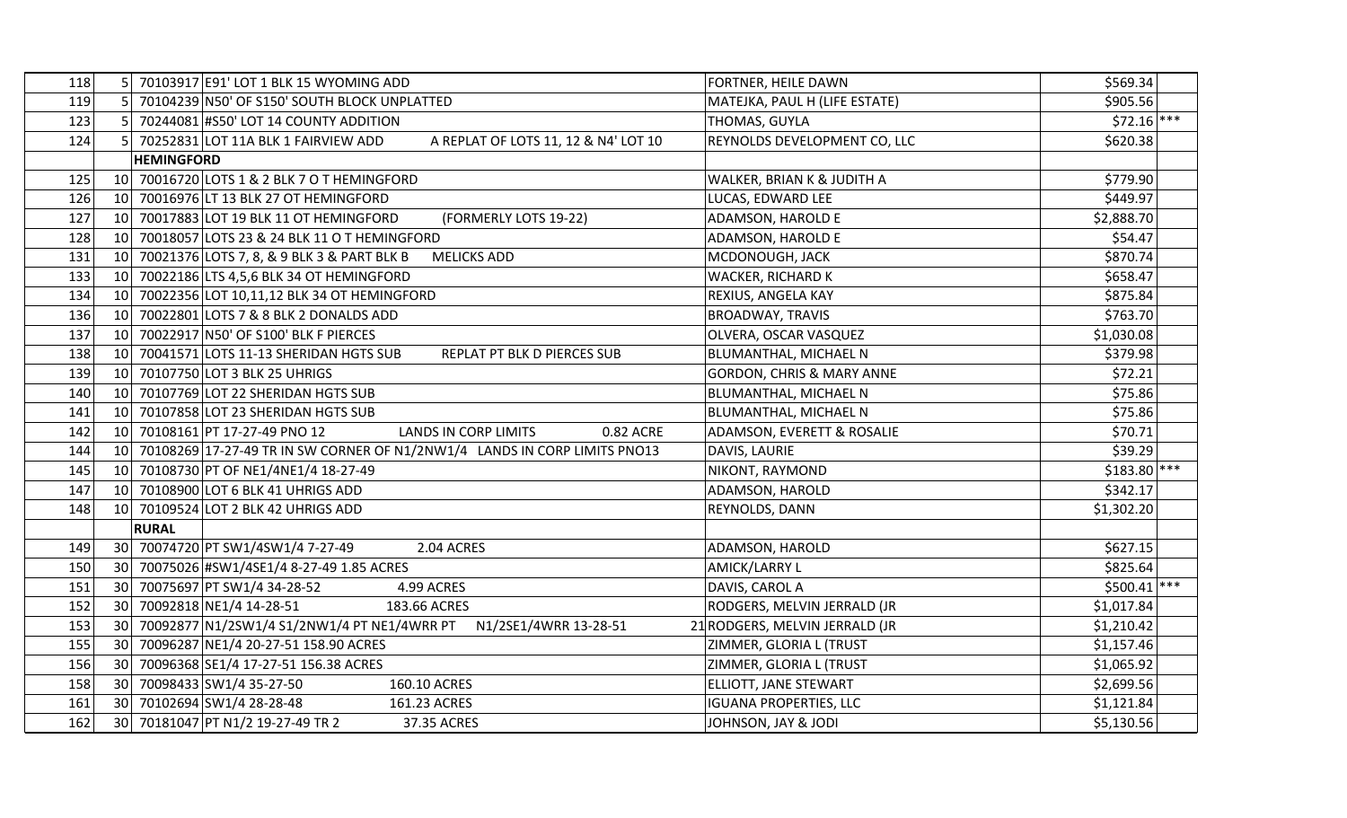| | | | | | | |
|---|---|---|---|---|---|---|
| 118 | 5 | 70103917 | E91' LOT 1 BLK 15 WYOMING ADD | FORTNER, HEILE DAWN | $569.34 | |
| 119 | 5 | 70104239 | N50' OF S150' SOUTH BLOCK UNPLATTED | MATEJKA, PAUL H (LIFE ESTATE) | $905.56 | |
| 123 | 5 | 70244081 | #S50' LOT 14 COUNTY ADDITION | THOMAS, GUYLA | $72.16 | *** |
| 124 | 5 | 70252831 | LOT 11A BLK 1 FAIRVIEW ADD A REPLAT OF LOTS 11, 12 & N4' LOT 10 | REYNOLDS DEVELOPMENT CO, LLC | $620.38 | |
| | **HEMINGFORD** | | | | | |
| 125 | 10 | 70016720 | LOTS 1 & 2 BLK 7 O T HEMINGFORD | WALKER, BRIAN K & JUDITH A | $779.90 | |
| 126 | 10 | 70016976 | LT 13 BLK 27 OT HEMINGFORD | LUCAS, EDWARD LEE | $449.97 | |
| 127 | 10 | 70017883 | LOT 19 BLK 11 OT HEMINGFORD (FORMERLY LOTS 19-22) | ADAMSON, HAROLD E | $2,888.70 | |
| 128 | 10 | 70018057 | LOTS 23 & 24 BLK 11 O T HEMINGFORD | ADAMSON, HAROLD E | $54.47 | |
| 131 | 10 | 70021376 | LOTS 7, 8, & 9 BLK 3 & PART BLK B MELICKS ADD | MCDONOUGH, JACK | $870.74 | |
| 133 | 10 | 70022186 | LTS 4,5,6 BLK 34 OT HEMINGFORD | WACKER, RICHARD K | $658.47 | |
| 134 | 10 | 70022356 | LOT 10,11,12 BLK 34 OT HEMINGFORD | REXIUS, ANGELA KAY | $875.84 | |
| 136 | 10 | 70022801 | LOTS 7 & 8 BLK 2 DONALDS ADD | BROADWAY, TRAVIS | $763.70 | |
| 137 | 10 | 70022917 | N50' OF S100' BLK F PIERCES | OLVERA, OSCAR VASQUEZ | $1,030.08 | |
| 138 | 10 | 70041571 | LOTS 11-13 SHERIDAN HGTS SUB REPLAT PT BLK D PIERCES SUB | BLUMANTHAL, MICHAEL N | $379.98 | |
| 139 | 10 | 70107750 | LOT 3 BLK 25 UHRIGS | GORDON, CHRIS & MARY ANNE | $72.21 | |
| 140 | 10 | 70107769 | LOT 22 SHERIDAN HGTS SUB | BLUMANTHAL, MICHAEL N | $75.86 | |
| 141 | 10 | 70107858 | LOT 23 SHERIDAN HGTS SUB | BLUMANTHAL, MICHAEL N | $75.86 | |
| 142 | 10 | 70108161 | PT 17-27-49 PNO 12 LANDS IN CORP LIMITS 0.82 ACRE | ADAMSON, EVERETT & ROSALIE | $70.71 | |
| 144 | 10 | 70108269 | 17-27-49 TR IN SW CORNER OF N1/2NW1/4 LANDS IN CORP LIMITS PNO13 | DAVIS, LAURIE | $39.29 | |
| 145 | 10 | 70108730 | PT OF NE1/4NE1/4 18-27-49 | NIKONT, RAYMOND | $183.80 | *** |
| 147 | 10 | 70108900 | LOT 6 BLK 41 UHRIGS ADD | ADAMSON, HAROLD | $342.17 | |
| 148 | 10 | 70109524 | LOT 2 BLK 42 UHRIGS ADD | REYNOLDS, DANN | $1,302.20 | |
| | **RURAL** | | | | | |
| 149 | 30 | 70074720 | PT SW1/4SW1/4 7-27-49 2.04 ACRES | ADAMSON, HAROLD | $627.15 | |
| 150 | 30 | 70075026 | #SW1/4SE1/4 8-27-49 1.85 ACRES | AMICK/LARRY L | $825.64 | |
| 151 | 30 | 70075697 | PT SW1/4 34-28-52 4.99 ACRES | DAVIS, CAROL A | $500.41 | *** |
| 152 | 30 | 70092818 | NE1/4 14-28-51 183.66 ACRES | RODGERS, MELVIN JERRALD (JR | $1,017.84 | |
| 153 | 30 | 70092877 | N1/2SW1/4 S1/2NW1/4 PT NE1/4WRR PT N1/2SE1/4WRR 13-28-51 21 | RODGERS, MELVIN JERRALD (JR | $1,210.42 | |
| 155 | 30 | 70096287 | NE1/4 20-27-51 158.90 ACRES | ZIMMER, GLORIA L (TRUST | $1,157.46 | |
| 156 | 30 | 70096368 | SE1/4 17-27-51 156.38 ACRES | ZIMMER, GLORIA L (TRUST | $1,065.92 | |
| 158 | 30 | 70098433 | SW1/4 35-27-50 160.10 ACRES | ELLIOTT, JANE STEWART | $2,699.56 | |
| 161 | 30 | 70102694 | SW1/4 28-28-48 161.23 ACRES | IGUANA PROPERTIES, LLC | $1,121.84 | |
| 162 | 30 | 70181047 | PT N1/2 19-27-49 TR 2 37.35 ACRES | JOHNSON, JAY & JODI | $5,130.56 | |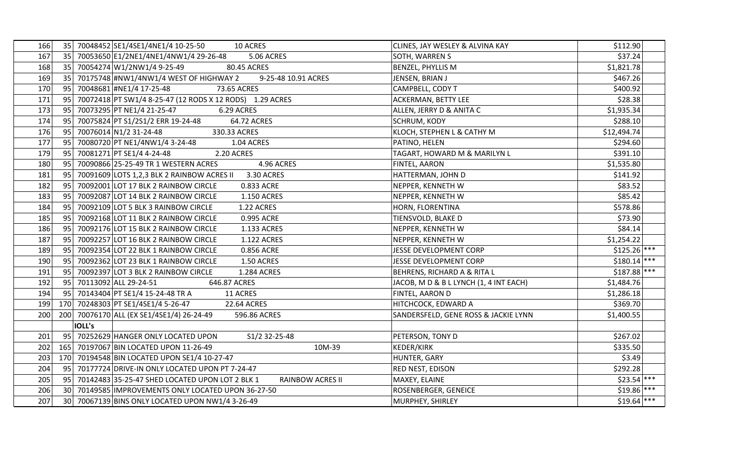| | | | | | | |
|---|---|---|---|---|---|---|
| 166 | 35 | 70048452 | SE1/4SE1/4NE1/4 10-25-50 10 ACRES | CLINES, JAY WESLEY & ALVINA KAY | $112.90 | |
| 167 | 35 | 70053650 | E1/2NE1/4NE1/4NW1/4 29-26-48 5.06 ACRES | SOTH, WARREN S | $37.24 | |
| 168 | 35 | 70054274 | W1/2NW1/4 9-25-49 80.45 ACRES | BENZEL, PHYLLIS M | $1,821.78 | |
| 169 | 35 | 70175748 | #NW1/4NW1/4 WEST OF HIGHWAY 2 9-25-48 10.91 ACRES | JENSEN, BRIAN J | $467.26 | |
| 170 | 95 | 70048681 | #NE1/4 17-25-48 73.65 ACRES | CAMPBELL, CODY T | $400.92 | |
| 171 | 95 | 70072418 | PT SW1/4 8-25-47 (12 RODS X 12 RODS) 1.29 ACRES | ACKERMAN, BETTY LEE | $28.38 | |
| 173 | 95 | 70073295 | PT NE1/4 21-25-47 6.29 ACRES | ALLEN, JERRY D & ANITA C | $1,935.34 | |
| 174 | 95 | 70075824 | PT S1/2S1/2 ERR 19-24-48 64.72 ACRES | SCHRUM, KODY | $288.10 | |
| 176 | 95 | 70076014 | N1/2 31-24-48 330.33 ACRES | KLOCH, STEPHEN L & CATHY M | $12,494.74 | |
| 177 | 95 | 70080720 | PT NE1/4NW1/4 3-24-48 1.04 ACRES | PATINO, HELEN | $294.60 | |
| 179 | 95 | 70081271 | PT SE1/4 4-24-48 2.20 ACRES | TAGART, HOWARD M & MARILYN L | $391.10 | |
| 180 | 95 | 70090866 | 25-25-49 TR 1 WESTERN ACRES 4.96 ACRES | FINTEL, AARON | $1,535.80 | |
| 181 | 95 | 70091609 | LOTS 1,2,3 BLK 2 RAINBOW ACRES II 3.30 ACRES | HATTERMAN, JOHN D | $141.92 | |
| 182 | 95 | 70092001 | LOT 17 BLK 2 RAINBOW CIRCLE 0.833 ACRE | NEPPER, KENNETH W | $83.52 | |
| 183 | 95 | 70092087 | LOT 14 BLK 2 RAINBOW CIRCLE 1.150 ACRES | NEPPER, KENNETH W | $85.42 | |
| 184 | 95 | 70092109 | LOT 5 BLK 3 RAINBOW CIRCLE 1.22 ACRES | HORN, FLORENTINA | $578.86 | |
| 185 | 95 | 70092168 | LOT 11 BLK 2 RAINBOW CIRCLE 0.995 ACRE | TIENSVOLD, BLAKE D | $73.90 | |
| 186 | 95 | 70092176 | LOT 15 BLK 2 RAINBOW CIRCLE 1.133 ACRES | NEPPER, KENNETH W | $84.14 | |
| 187 | 95 | 70092257 | LOT 16 BLK 2 RAINBOW CIRCLE 1.122 ACRES | NEPPER, KENNETH W | $1,254.22 | |
| 189 | 95 | 70092354 | LOT 22 BLK 1 RAINBOW CIRCLE 0.856 ACRE | JESSE DEVELOPMENT CORP | $125.26 | *** |
| 190 | 95 | 70092362 | LOT 23 BLK 1 RAINBOW CIRCLE 1.50 ACRES | JESSE DEVELOPMENT CORP | $180.14 | *** |
| 191 | 95 | 70092397 | LOT 3 BLK 2 RAINBOW CIRCLE 1.284 ACRES | BEHRENS, RICHARD A & RITA L | $187.88 | *** |
| 192 | 95 | 70113092 | ALL 29-24-51 646.87 ACRES | JACOB, M D & B L LYNCH (1, 4 INT EACH) | $1,484.76 | |
| 194 | 95 | 70143404 | PT SE1/4 15-24-48 TR A 11 ACRES | FINTEL, AARON D | $1,286.18 | |
| 199 | 170 | 70248303 | PT SE1/4SE1/4 5-26-47 22.64 ACRES | HITCHCOCK, EDWARD A | $369.70 | |
| 200 | 200 | 70076170 | ALL (EX SE1/4SE1/4) 26-24-49 596.86 ACRES | SANDERSFELD, GENE ROSS & JACKIE LYNN | $1,400.55 | |
| | | **IOLL's** | | | | |
| 201 | 95 | 70252629 | HANGER ONLY LOCATED UPON S1/2 32-25-48 | PETERSON, TONY D | $267.02 | |
| 202 | 165 | 70197067 | BIN LOCATED UPON 11-26-49 10M-39 | KEDER/KIRK | $335.50 | |
| 203 | 170 | 70194548 | BIN LOCATED UPON SE1/4 10-27-47 | HUNTER, GARY | $3.49 | |
| 204 | 95 | 70177724 | DRIVE-IN ONLY LOCATED UPON PT 7-24-47 | RED NEST, EDISON | $292.28 | |
| 205 | 95 | 70142483 | 35-25-47 SHED LOCATED UPON LOT 2 BLK 1 RAINBOW ACRES II | MAXEY, ELAINE | $23.54 | *** |
| 206 | 30 | 70149585 | IMPROVEMENTS ONLY LOCATED UPON 36-27-50 | ROSENBERGER, GENEICE | $19.86 | *** |
| 207 | 30 | 70067139 | BINS ONLY LOCATED UPON NW1/4 3-26-49 | MURPHEY, SHIRLEY | $19.64 | *** |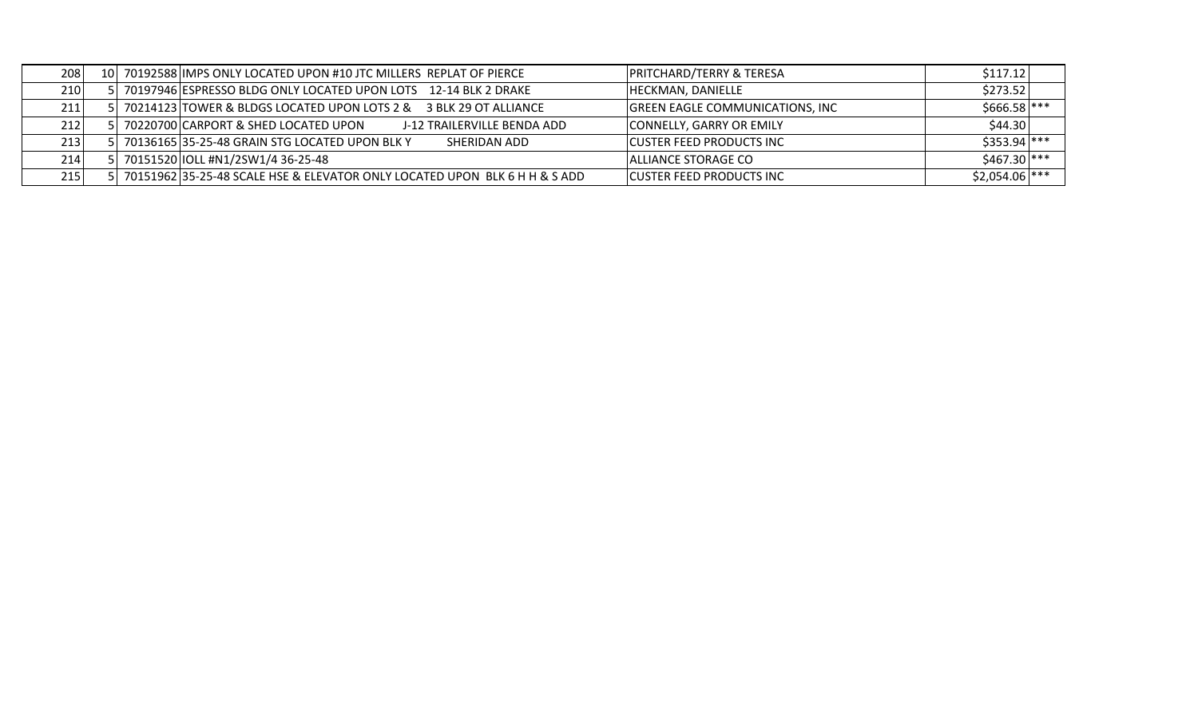| | | | | | | |
|---|---|---|---|---|---|---|
| 208 | 10 | 70192588 | IMPS ONLY LOCATED UPON #10 JTC MILLERS REPLAT OF PIERCE | PRITCHARD/TERRY & TERESA | $117.12 | |
| 210 | 5 | 70197946 | ESPRESSO BLDG ONLY LOCATED UPON LOTS 12-14 BLK 2 DRAKE | HECKMAN, DANIELLE | $273.52 | |
| 211 | 5 | 70214123 | TOWER & BLDGS LOCATED UPON LOTS 2 & 3 BLK 29 OT ALLIANCE | GREEN EAGLE COMMUNICATIONS, INC | $666.58 | *** |
| 212 | 5 | 70220700 | CARPORT & SHED LOCATED UPON J-12 TRAILERVILLE BENDA ADD | CONNELLY, GARRY OR EMILY | $44.30 | |
| 213 | 5 | 70136165 | 35-25-48 GRAIN STG LOCATED UPON BLK Y SHERIDAN ADD | CUSTER FEED PRODUCTS INC | $353.94 | *** |
| 214 | 5 | 70151520 | IOLL #N1/2SW1/4 36-25-48 | ALLIANCE STORAGE CO | $467.30 | *** |
| 215 | 5 | 70151962 | 35-25-48 SCALE HSE & ELEVATOR ONLY LOCATED UPON BLK 6 H H & S ADD | CUSTER FEED PRODUCTS INC | $2,054.06 | *** |